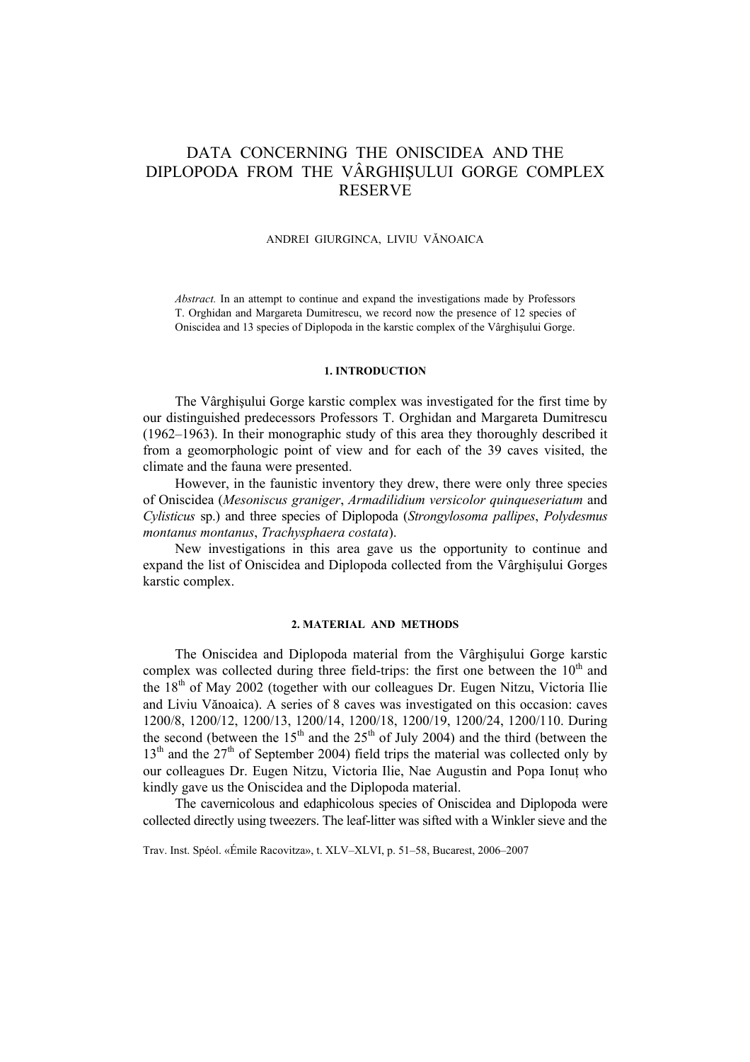# DATA CONCERNING THE ONISCIDEA AND THE DIPLOPODA FROM THE VÂRGHIŞULUI GORGE COMPLEX RESERVE

ANDREI GIURGINCA, LIVIU VĂNOAICA

*Abstract.* In an attempt to continue and expand the investigations made by Professors T. Orghidan and Margareta Dumitrescu, we record now the presence of 12 species of Oniscidea and 13 species of Diplopoda in the karstic complex of the Vârghişului Gorge.

## 1. INTRODUCTION

The Vârghişului Gorge karstic complex was investigated for the first time by our distinguished predecessors Professors T. Orghidan and Margareta Dumitrescu (1962–1963). In their monographic study of this area they thoroughly described it from a geomorphologic point of view and for each of the 39 caves visited, the climate and the fauna were presented.

However, in the faunistic inventory they drew, there were only three species of Oniscidea (*Mesoniscus graniger*, *Armadilidium versicolor quinqueseriatum* and *Cylisticus* sp.) and three species of Diplopoda (*Strongylosoma pallipes*, *Polydesmus montanus montanus*, *Trachysphaera costata*).

New investigations in this area gave us the opportunity to continue and expand the list of Oniscidea and Diplopoda collected from the Vârghişului Gorges karstic complex.

## 2. MATERIAL AND METHODS

The Oniscidea and Diplopoda material from the Vârghişului Gorge karstic complex was collected during three field-trips: the first one between the 10th and the 18th of May 2002 (together with our colleagues Dr. Eugen Nitzu, Victoria Ilie and Liviu Vănoaica). A series of 8 caves was investigated on this occasion: caves 1200/8, 1200/12, 1200/13, 1200/14, 1200/18, 1200/19, 1200/24, 1200/110. During the second (between the 15th and the 25th of July 2004) and the third (between the 13th and the 27th of September 2004) field trips the material was collected only by our colleagues Dr. Eugen Nitzu, Victoria Ilie, Nae Augustin and Popa Ionuț who kindly gave us the Oniscidea and the Diplopoda material.

The cavernicolous and edaphicolous species of Oniscidea and Diplopoda were collected directly using tweezers. The leaf-litter was sifted with a Winkler sieve and the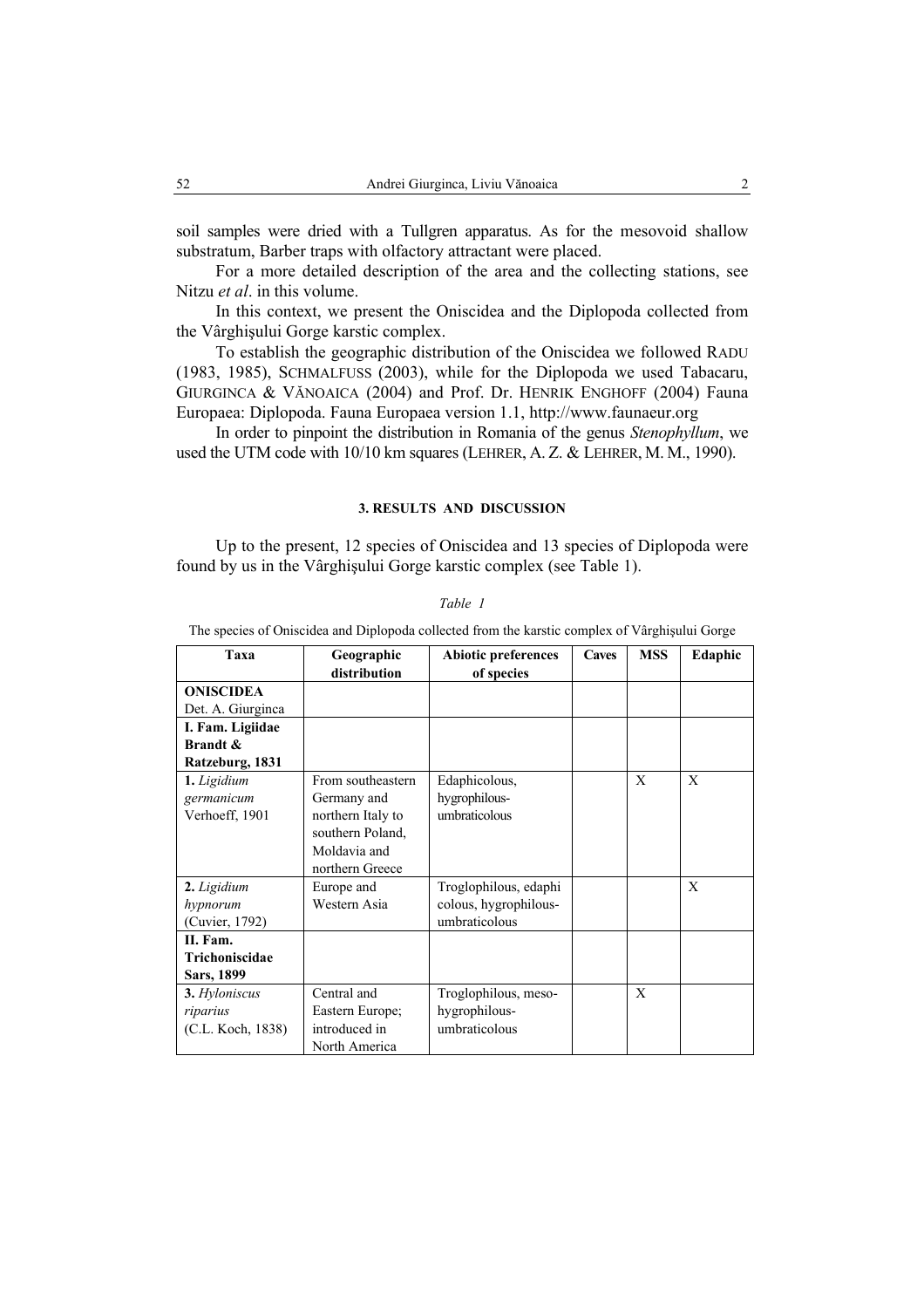soil samples were dried with a Tullgren apparatus. As for the mesovoid shallow substratum, Barber traps with olfactory attractant were placed.

For a more detailed description of the area and the collecting stations, see Nitzu *et al*. in this volume.

In this context, we present the Oniscidea and the Diplopoda collected from the Vârghişului Gorge karstic complex.

To establish the geographic distribution of the Oniscidea we followed RADU (1983, 1985), SCHMALFUSS (2003), while for the Diplopoda we used Tabacaru, GIURGINCA & VĂNOAICA (2004) and Prof. Dr. HENRIK ENGHOFF (2004) Fauna Europaea: Diplopoda. Fauna Europaea version 1.1, http://www.faunaeur.org

In order to pinpoint the distribution in Romania of the genus *Stenophyllum*, we used the UTM code with 10/10 km squares (LEHRER, A. Z. & LEHRER, M. M., 1990).

### 3. RESULTS AND DISCUSSION

Up to the present, 12 species of Oniscidea and 13 species of Diplopoda were found by us in the Vârghişului Gorge karstic complex (see Table 1).

*Table 1*

The species of Oniscidea and Diplopoda collected from the karstic complex of Vârghişului Gorge

| Taxa | Geographic distribution | Abiotic preferences of species | Caves | MSS | Edaphic |
|---|---|---|---|---|---|
| **ONISCIDEA** Det. A. Giurginca | | | | | |
| **I. Fam. Ligiidae Brandt & Ratzeburg, 1831** | | | | | |
| **1.** *Ligidium germanicum* Verhoeff, 1901 | From southeastern Germany and northern Italy to southern Poland, Moldavia and northern Greece | Edaphicolous, hygrophilous-umbraticolous | | X | X |
| **2.** *Ligidium hypnorum* (Cuvier, 1792) | Europe and Western Asia | Troglophilous, edaphicolous, hygrophilous-umbraticolous | | | X |
| **II. Fam. Trichoniscidae Sars, 1899** | | | | | |
| **3.** *Hyloniscus riparius* (C.L. Koch, 1838) | Central and Eastern Europe; introduced in North America | Troglophilous, meso-hygrophilous-umbraticolous | | X | |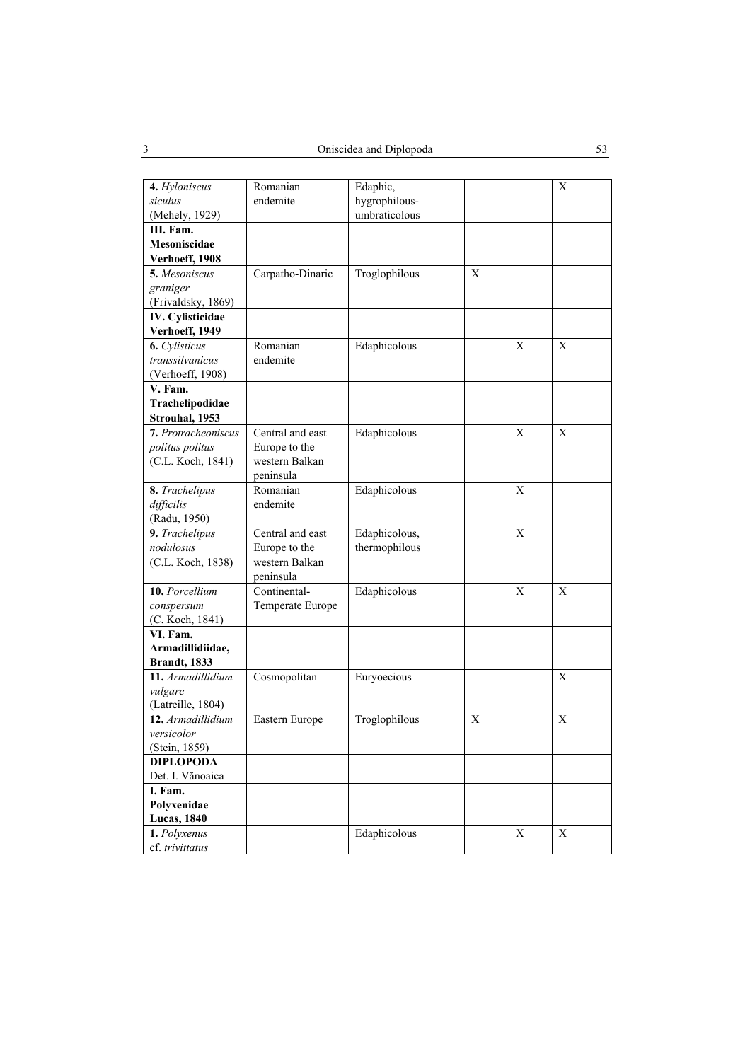| | | | | | |
|---|---|---|---|---|---|
| **4.** *Hyloniscus siculus* (Mehely, 1929) | Romanian endemite | Edaphic, hygrophilous-umbraticolous | | | X |
| **III. Fam. Mesoniscidae Verhoeff, 1908** | | | | | |
| **5.** *Mesoniscus graniger* (Frivaldsky, 1869) | Carpatho-Dinaric | Troglophilous | X | | |
| **IV. Cylisticidae Verhoeff, 1949** | | | | | |
| **6.** *Cylisticus transsilvanicus* (Verhoeff, 1908) | Romanian endemite | Edaphicolous | | X | X |
| **V. Fam. Trachelipodidae Strouhal, 1953** | | | | | |
| **7.** *Protracheoniscus politus politus* (C.L. Koch, 1841) | Central and east Europe to the western Balkan peninsula | Edaphicolous | | X | X |
| **8.** *Trachelipus difficilis* (Radu, 1950) | Romanian endemite | Edaphicolous | | X | |
| **9.** *Trachelipus nodulosus* (C.L. Koch, 1838) | Central and east Europe to the western Balkan peninsula | Edaphicolous, thermophilous | | X | |
| **10.** *Porcellium conspersum* (C. Koch, 1841) | Continental-Temperate Europe | Edaphicolous | | X | X |
| **VI. Fam. Armadillidiidae, Brandt, 1833** | | | | | |
| **11.** *Armadillidium vulgare* (Latreille, 1804) | Cosmopolitan | Euryoecious | | | X |
| **12.** *Armadillidium versicolor* (Stein, 1859) | Eastern Europe | Troglophilous | X | | X |
| **DIPLOPODA** Det. I. Vănoaica | | | | | |
| **I. Fam. Polyxenidae Lucas, 1840** | | | | | |
| **1.** *Polyxenus* cf. *trivittatus* | | Edaphicolous | | X | X |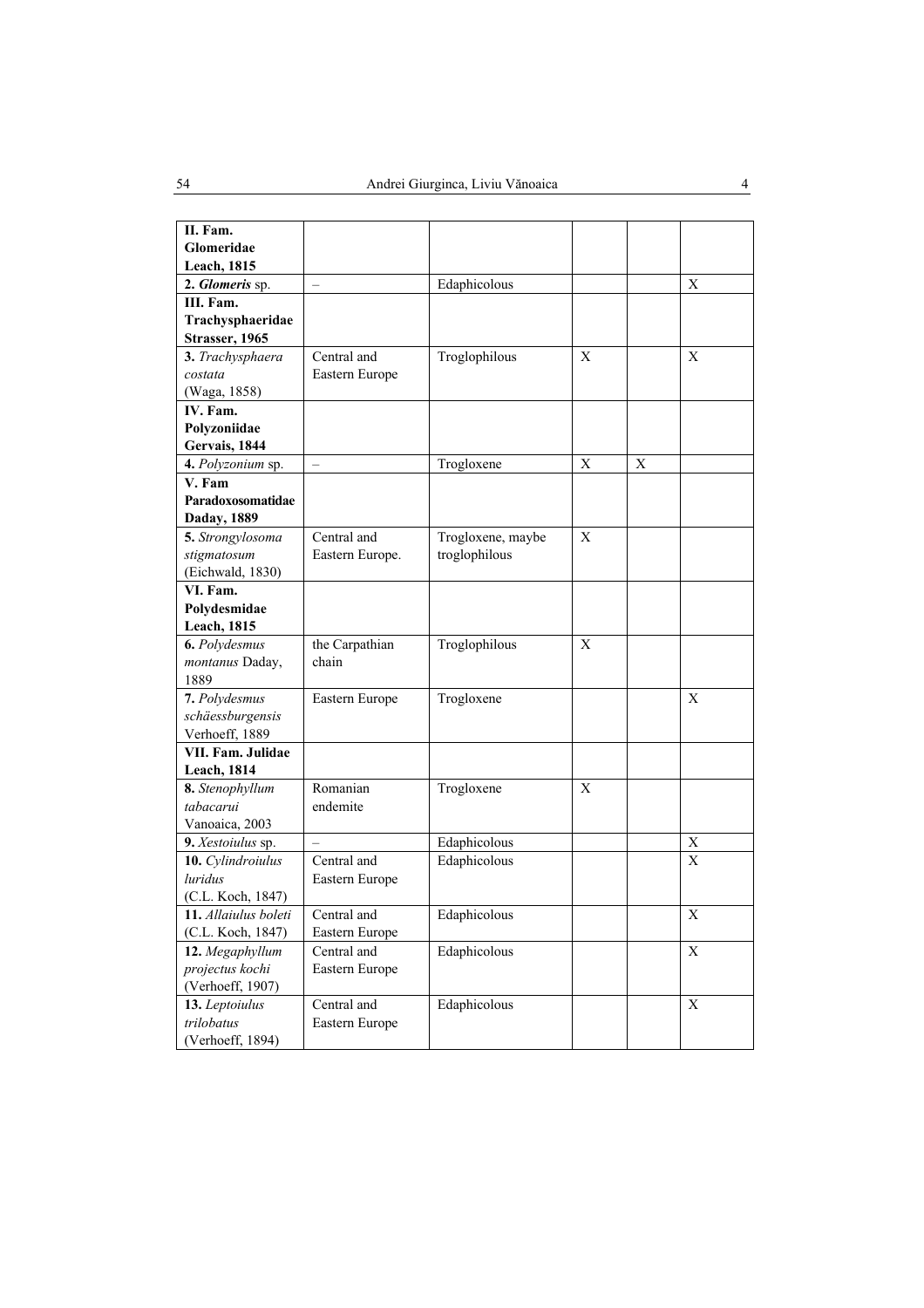| **II. Fam. Glomeridae Leach, 1815** | | | | | |
|---|---|---|---|---|---|
| **2. *Glomeris*** sp. | – | Edaphicolous | | | X |
| **III. Fam. Trachysphaeridae Strasser, 1965** | | | | | |
| **3.** *Trachysphaera costata* (Waga, 1858) | Central and Eastern Europe | Troglophilous | X | | X |
| **IV. Fam. Polyzoniidae Gervais, 1844** | | | | | |
| **4.** *Polyzonium* sp. | – | Trogloxene | X | X | |
| **V. Fam Paradoxosomatidae Daday, 1889** | | | | | |
| **5.** *Strongylosoma stigmatosum* (Eichwald, 1830) | Central and Eastern Europe. | Trogloxene, maybe troglophilous | X | | |
| **VI. Fam. Polydesmidae Leach, 1815** | | | | | |
| **6.** *Polydesmus montanus* Daday, 1889 | the Carpathian chain | Troglophilous | X | | |
| **7.** *Polydesmus schäessburgensis* Verhoeff, 1889 | Eastern Europe | Trogloxene | | | X |
| **VII. Fam. Julidae Leach, 1814** | | | | | |
| **8.** *Stenophyllum tabacarui* Vanoaica, 2003 | Romanian endemite | Trogloxene | X | | |
| **9.** *Xestoiulus* sp. | – | Edaphicolous | | | X |
| **10.** *Cylindroiulus luridus* (C.L. Koch, 1847) | Central and Eastern Europe | Edaphicolous | | | X |
| **11.** *Allaiulus boleti* (C.L. Koch, 1847) | Central and Eastern Europe | Edaphicolous | | | X |
| **12.** *Megaphyllum projectus kochi* (Verhoeff, 1907) | Central and Eastern Europe | Edaphicolous | | | X |
| **13.** *Leptoiulus trilobatus* (Verhoeff, 1894) | Central and Eastern Europe | Edaphicolous | | | X |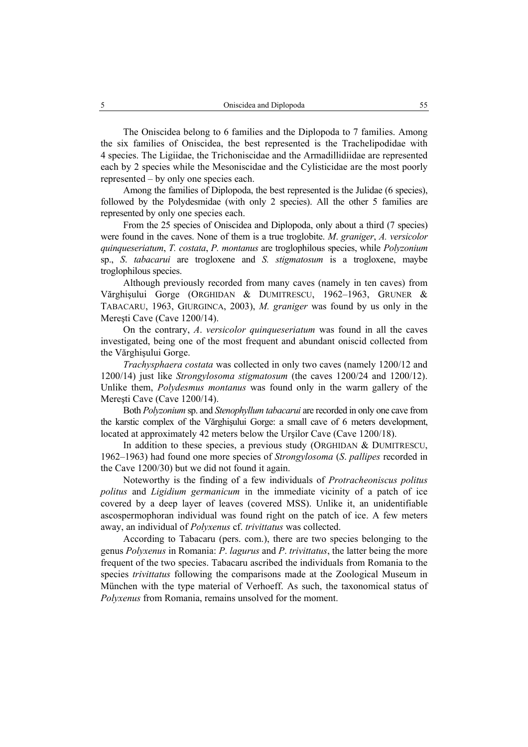The Oniscidea belong to 6 families and the Diplopoda to 7 families. Among the six families of Oniscidea, the best represented is the Trachelipodidae with 4 species. The Ligiidae, the Trichoniscidae and the Armadillidiidae are represented each by 2 species while the Mesoniscidae and the Cylisticidae are the most poorly represented – by only one species each.

Among the families of Diplopoda, the best represented is the Julidae (6 species), followed by the Polydesmidae (with only 2 species). All the other 5 families are represented by only one species each.

From the 25 species of Oniscidea and Diplopoda, only about a third (7 species) were found in the caves. None of them is a true troglobite. *M. graniger*, *A. versicolor quinqueseriatum*, *T. costata*, *P. montanus* are troglophilous species, while *Polyzonium* sp., *S. tabacarui* are trogloxene and *S. stigmatosum* is a trogloxene, maybe troglophilous species.

Although previously recorded from many caves (namely in ten caves) from Vărghişului Gorge (ORGHIDAN & DUMITRESCU, 1962–1963, GRUNER & TABACARU, 1963, GIURGINCA, 2003), *M. graniger* was found by us only in the Mereşti Cave (Cave 1200/14).

On the contrary, *A. versicolor quinqueseriatum* was found in all the caves investigated, being one of the most frequent and abundant oniscid collected from the Vărghişului Gorge.

*Trachysphaera costata* was collected in only two caves (namely 1200/12 and 1200/14) just like *Strongylosoma stigmatosum* (the caves 1200/24 and 1200/12). Unlike them, *Polydesmus montanus* was found only in the warm gallery of the Mereşti Cave (Cave 1200/14).

Both *Polyzonium* sp. and *Stenophyllum tabacarui* are recorded in only one cave from the karstic complex of the Vărghişului Gorge: a small cave of 6 meters development, located at approximately 42 meters below the Urşilor Cave (Cave 1200/18).

In addition to these species, a previous study (ORGHIDAN & DUMITRESCU, 1962–1963) had found one more species of *Strongylosoma* (*S. pallipes* recorded in the Cave 1200/30) but we did not found it again.

Noteworthy is the finding of a few individuals of *Protracheoniscus politus politus* and *Ligidium germanicum* in the immediate vicinity of a patch of ice covered by a deep layer of leaves (covered MSS). Unlike it, an unidentifiable ascospermophoran individual was found right on the patch of ice. A few meters away, an individual of *Polyxenus* cf. *trivittatus* was collected.

According to Tabacaru (pers. com.), there are two species belonging to the genus *Polyxenus* in Romania: *P. lagurus* and *P. trivittatus*, the latter being the more frequent of the two species. Tabacaru ascribed the individuals from Romania to the species *trivittatus* following the comparisons made at the Zoological Museum in München with the type material of Verhoeff. As such, the taxonomical status of *Polyxenus* from Romania, remains unsolved for the moment.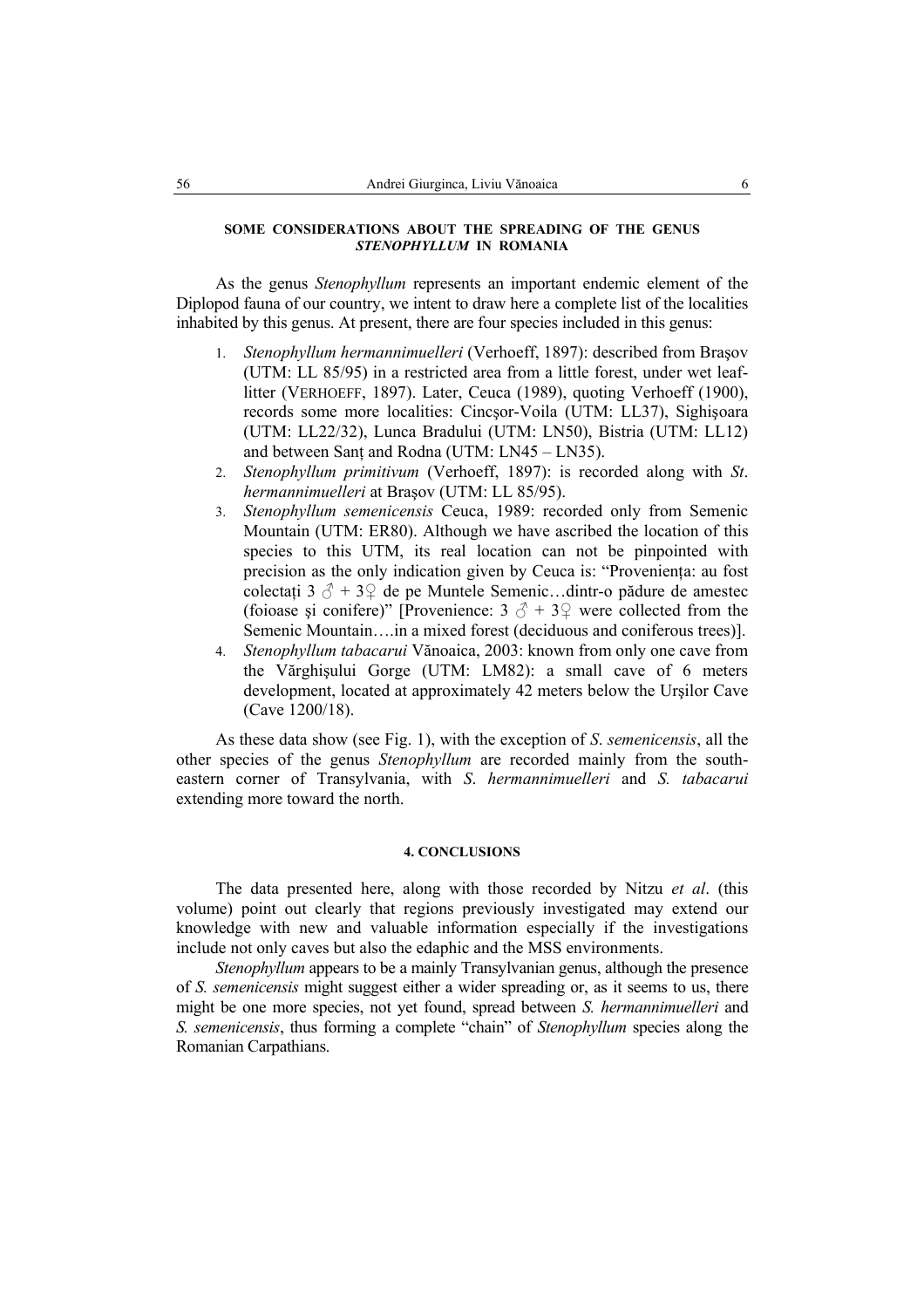### SOME CONSIDERATIONS ABOUT THE SPREADING OF THE GENUS *STENOPHYLLUM* IN ROMANIA

As the genus *Stenophyllum* represents an important endemic element of the Diplopod fauna of our country, we intent to draw here a complete list of the localities inhabited by this genus. At present, there are four species included in this genus:

1. *Stenophyllum hermannimuelleri* (Verhoeff, 1897): described from Braşov (UTM: LL 85/95) in a restricted area from a little forest, under wet leaf-litter (VERHOEFF, 1897). Later, Ceuca (1989), quoting Verhoeff (1900), records some more localities: Cincşor-Voila (UTM: LL37), Sighişoara (UTM: LL22/32), Lunca Bradului (UTM: LN50), Bistria (UTM: LL12) and between Sanț and Rodna (UTM: LN45 – LN35).
2. *Stenophyllum primitivum* (Verhoeff, 1897): is recorded along with *St*. *hermannimuelleri* at Braşov (UTM: LL 85/95).
3. *Stenophyllum semenicensis* Ceuca, 1989: recorded only from Semenic Mountain (UTM: ER80). Although we have ascribed the location of this species to this UTM, its real location can not be pinpointed with precision as the only indication given by Ceuca is: "Proveniența: au fost colectați 3 ♂ + 3♀ de pe Muntele Semenic…dintr-o pădure de amestec (foioase şi conifere)" [Provenience: 3 ♂ + 3♀ were collected from the Semenic Mountain….in a mixed forest (deciduous and coniferous trees)].
4. *Stenophyllum tabacarui* Vănoaica, 2003: known from only one cave from the Vărghişului Gorge (UTM: LM82): a small cave of 6 meters development, located at approximately 42 meters below the Urşilor Cave (Cave 1200/18).

As these data show (see Fig. 1), with the exception of *S*. *semenicensis*, all the other species of the genus *Stenophyllum* are recorded mainly from the south-eastern corner of Transylvania, with *S*. *hermannimuelleri* and *S. tabacarui* extending more toward the north.

## 4. CONCLUSIONS

The data presented here, along with those recorded by Nitzu *et al*. (this volume) point out clearly that regions previously investigated may extend our knowledge with new and valuable information especially if the investigations include not only caves but also the edaphic and the MSS environments.

*Stenophyllum* appears to be a mainly Transylvanian genus, although the presence of *S. semenicensis* might suggest either a wider spreading or, as it seems to us, there might be one more species, not yet found, spread between *S. hermannimuelleri* and *S. semenicensis*, thus forming a complete "chain" of *Stenophyllum* species along the Romanian Carpathians.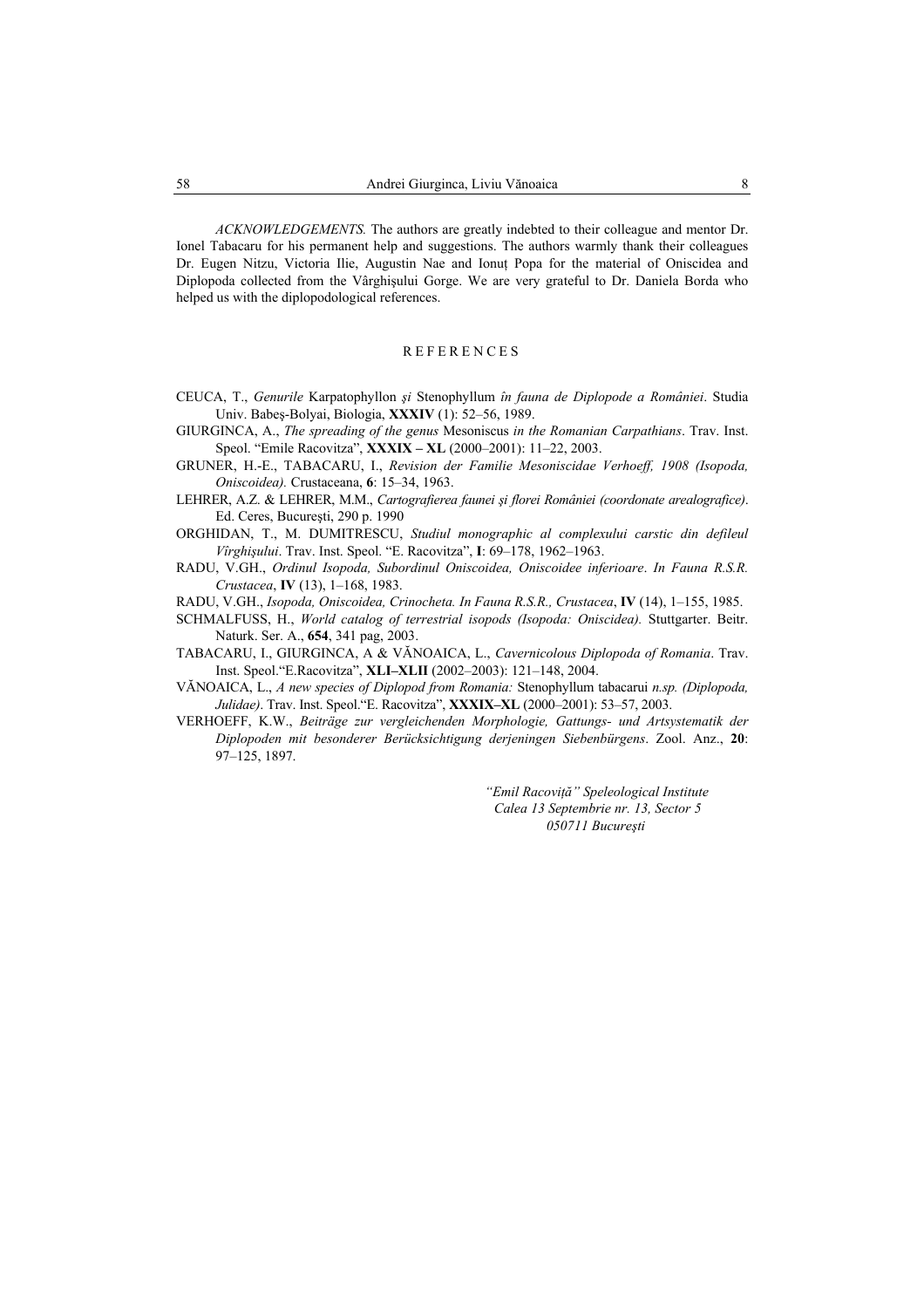*ACKNOWLEDGEMENTS.* The authors are greatly indebted to their colleague and mentor Dr. Ionel Tabacaru for his permanent help and suggestions. The authors warmly thank their colleagues Dr. Eugen Nitzu, Victoria Ilie, Augustin Nae and Ionuț Popa for the material of Oniscidea and Diplopoda collected from the Vârghişului Gorge. We are very grateful to Dr. Daniela Borda who helped us with the diplopodological references.

## REFERENCES

CEUCA, T., *Genurile* Karpatophyllon *şi* Stenophyllum *în fauna de Diplopode a României*. Studia Univ. Babeş-Bolyai, Biologia, **XXXIV** (1): 52–56, 1989.

GIURGINCA, A., *The spreading of the genus* Mesoniscus *in the Romanian Carpathians*. Trav. Inst. Speol. "Emile Racovitza", **XXXIX – XL** (2000–2001): 11–22, 2003.

GRUNER, H.-E., TABACARU, I., *Revision der Familie Mesoniscidae Verhoeff, 1908 (Isopoda, Oniscoidea).* Crustaceana, **6**: 15–34, 1963.

LEHRER, A.Z. & LEHRER, M.M., *Cartografierea faunei şi florei României (coordonate arealografice)*. Ed. Ceres, Bucureşti, 290 p. 1990

ORGHIDAN, T., M. DUMITRESCU, *Studiul monografic al complexului carstic din defileul Vîrghişului*. Trav. Inst. Speol. "E. Racovitza", **I**: 69–178, 1962–1963.

RADU, V.GH., *Ordinul Isopoda, Subordinul Oniscoidea, Oniscoidee inferioare*. *In Fauna R.S.R. Crustacea*, **IV** (13), 1–168, 1983.

RADU, V.GH., *Isopoda, Oniscoidea, Crinocheta. In Fauna R.S.R., Crustacea*, **IV** (14), 1–155, 1985.

SCHMALFUSS, H., *World catalog of terrestrial isopods (Isopoda: Oniscidea).* Stuttgarter. Beitr. Naturk. Ser. A., **654**, 341 pag, 2003.

TABACARU, I, GIURGINCA, A & VĂNOAICA, L., *Cavernicolous Diplopoda of Romania*. Trav. Inst. Speol."E.Racovitza", **XLI–XLII** (2002–2003): 121–148, 2004.

VĂNOAICA, L., *A new species of Diplopod from Romania:* Stenophyllum tabacarui *n.sp. (Diplopoda, Julidae)*. Trav. Inst. Speol."E. Racovitza", **XXXIX–XL** (2000–2001): 53–57, 2003.

VERHOEFF, K.W., *Beiträge zur vergleichenden Morphologie, Gattungs- und Artsystematik der Diplopoden mit besonderer Berücksichtigung derjeningen Siebenbürgens*. Zool. Anz., **20**: 97–125, 1897.

*"Emil Racoviță" Speleological Institute*
*Calea 13 Septembrie nr. 13, Sector 5*
*050711 Bucureşti*